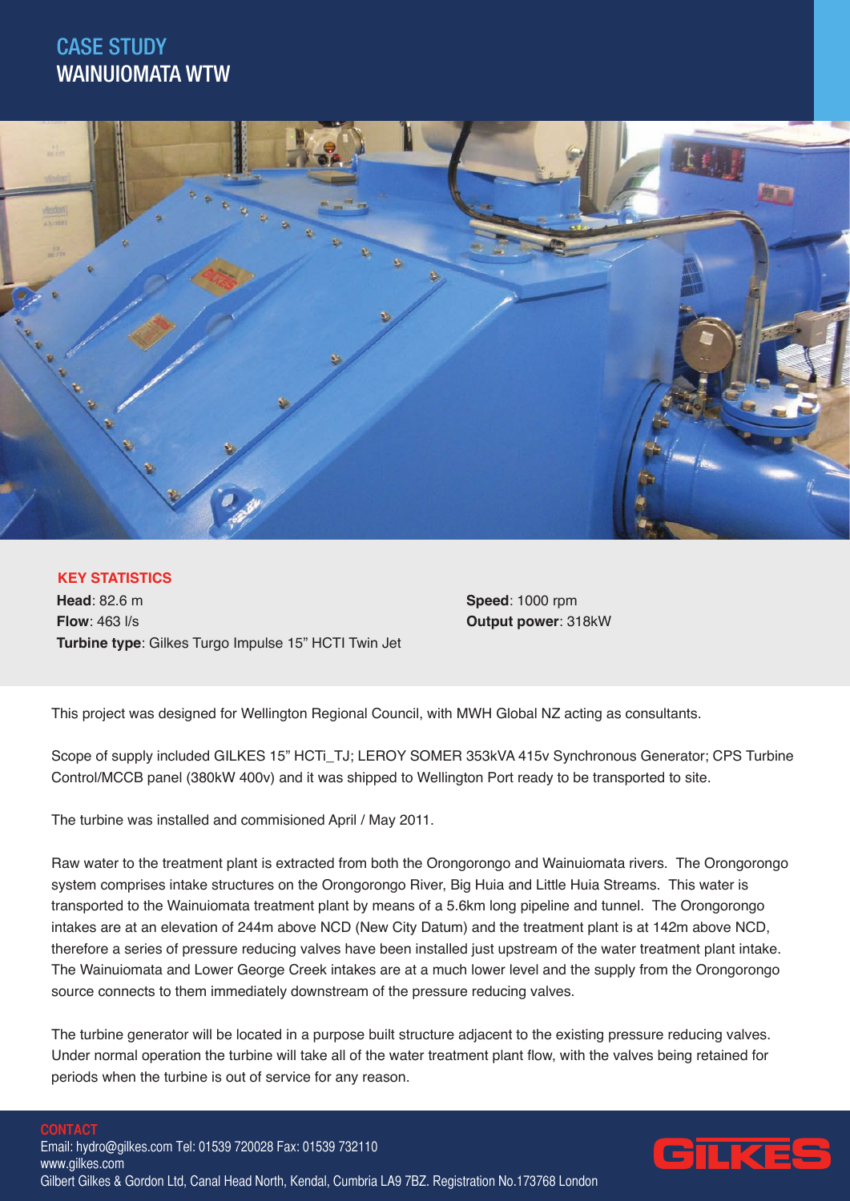# CASE STUDY
# WAINUIOMATA WTW

**KEY STATISTICS**

**Head**: 82.6 m
**Flow**: 463 l/s
**Turbine type**: Gilkes Turgo Impulse 15" HCTI Twin Jet
**Speed**: 1000 rpm
**Output power**: 318kW

This project was designed for Wellington Regional Council, with MWH Global NZ acting as consultants.

Scope of supply included GILKES 15" HCTi_TJ; LEROY SOMER 353kVA 415v Synchronous Generator; CPS Turbine Control/MCCB panel (380kW 400v) and it was shipped to Wellington Port ready to be transported to site.

The turbine was installed and commisioned April / May 2011.

Raw water to the treatment plant is extracted from both the Orongorongo and Wainuiomata rivers. The Orongorongo system comprises intake structures on the Orongorongo River, Big Huia and Little Huia Streams. This water is transported to the Wainuiomata treatment plant by means of a 5.6km long pipeline and tunnel. The Orongorongo intakes are at an elevation of 244m above NCD (New City Datum) and the treatment plant is at 142m above NCD, therefore a series of pressure reducing valves have been installed just upstream of the water treatment plant intake. The Wainuiomata and Lower George Creek intakes are at a much lower level and the supply from the Orongorongo source connects to them immediately downstream of the pressure reducing valves.

The turbine generator will be located in a purpose built structure adjacent to the existing pressure reducing valves. Under normal operation the turbine will take all of the water treatment plant flow, with the valves being retained for periods when the turbine is out of service for any reason.

**CONTACT**
Email: hydro@gilkes.com Tel: 01539 720028 Fax: 01539 732110
www.gilkes.com
Gilbert Gilkes & Gordon Ltd, Canal Head North, Kendal, Cumbria LA9 7BZ. Registration No.173768 London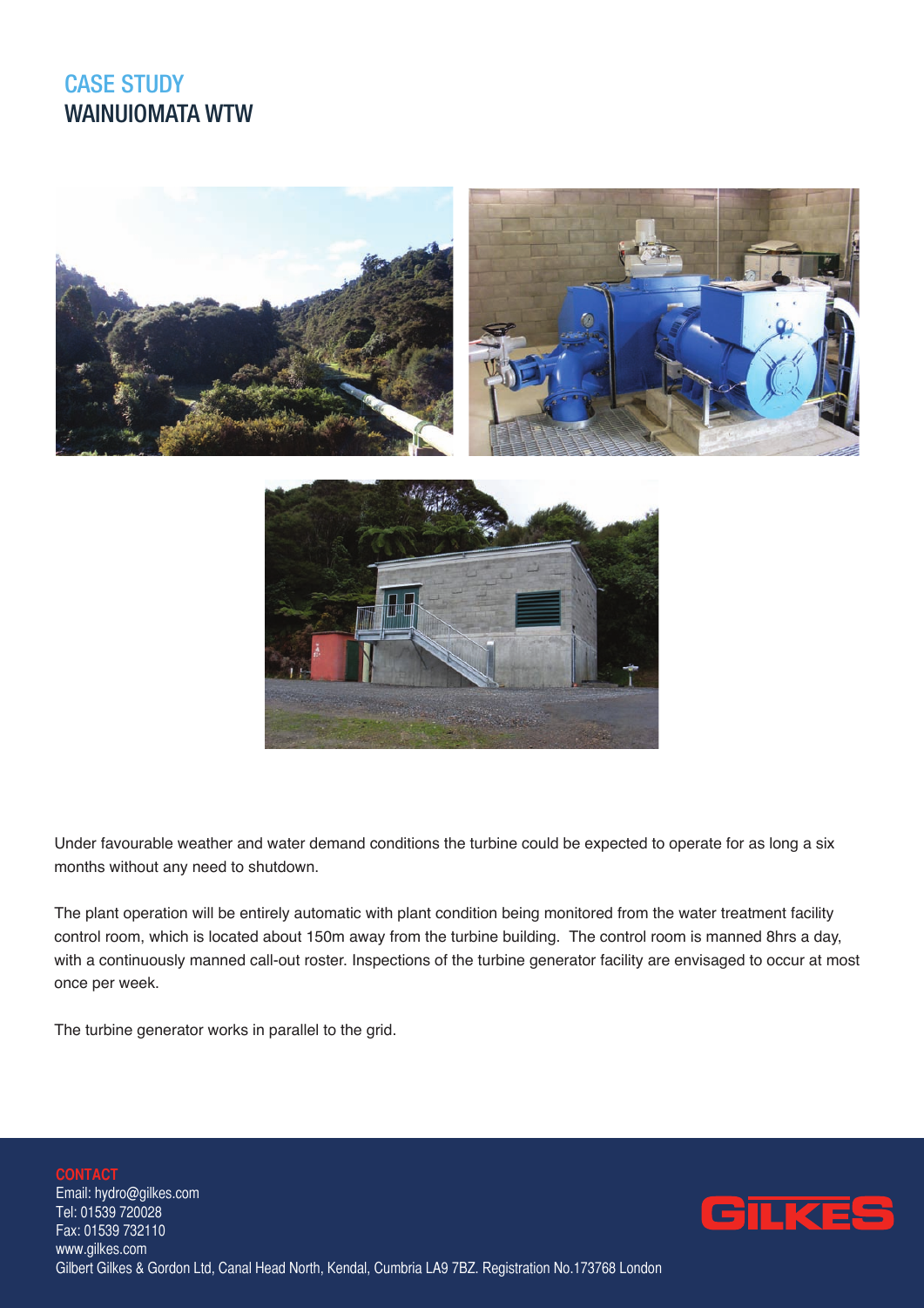# CASE STUDY
## WAINUIOMATA WTW

Under favourable weather and water demand conditions the turbine could be expected to operate for as long a six months without any need to shutdown.

The plant operation will be entirely automatic with plant condition being monitored from the water treatment facility control room, which is located about 150m away from the turbine building. The control room is manned 8hrs a day, with a continuously manned call-out roster. Inspections of the turbine generator facility are envisaged to occur at most once per week.

The turbine generator works in parallel to the grid.

**CONTACT**

Email: hydro@gilkes.com
Tel: 01539 720028
Fax: 01539 732110
www.gilkes.com
Gilbert Gilkes & Gordon Ltd, Canal Head North, Kendal, Cumbria LA9 7BZ. Registration No.173768 London

GILKES